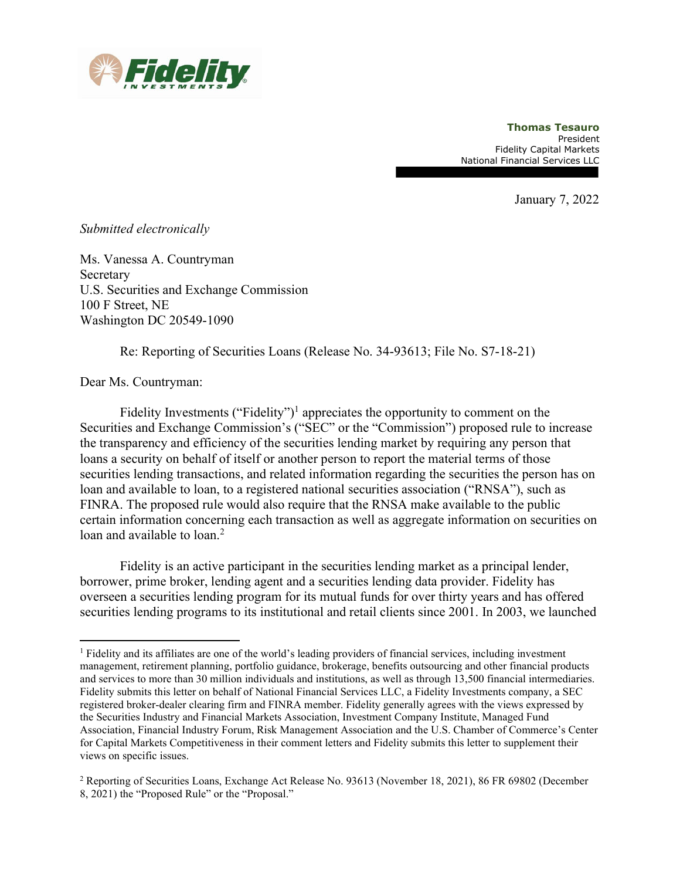**Thomas Tesauro**
President
Fidelity Capital Markets
National Financial Services LLC

January 7, 2022

*Submitted electronically*

Ms. Vanessa A. Countryman
Secretary
U.S. Securities and Exchange Commission
100 F Street, NE
Washington DC 20549-1090

Re: Reporting of Securities Loans (Release No. 34-93613; File No. S7-18-21)

Dear Ms. Countryman:

Fidelity Investments ("Fidelity")[1] appreciates the opportunity to comment on the Securities and Exchange Commission's ("SEC" or the "Commission") proposed rule to increase the transparency and efficiency of the securities lending market by requiring any person that loans a security on behalf of itself or another person to report the material terms of those securities lending transactions, and related information regarding the securities the person has on loan and available to loan, to a registered national securities association ("RNSA"), such as FINRA. The proposed rule would also require that the RNSA make available to the public certain information concerning each transaction as well as aggregate information on securities on loan and available to loan.[2]

Fidelity is an active participant in the securities lending market as a principal lender, borrower, prime broker, lending agent and a securities lending data provider. Fidelity has overseen a securities lending program for its mutual funds for over thirty years and has offered securities lending programs to its institutional and retail clients since 2001. In 2003, we launched

---

[1] Fidelity and its affiliates are one of the world's leading providers of financial services, including investment management, retirement planning, portfolio guidance, brokerage, benefits outsourcing and other financial products and services to more than 30 million individuals and institutions, as well as through 13,500 financial intermediaries. Fidelity submits this letter on behalf of National Financial Services LLC, a Fidelity Investments company, a SEC registered broker-dealer clearing firm and FINRA member. Fidelity generally agrees with the views expressed by the Securities Industry and Financial Markets Association, Investment Company Institute, Managed Fund Association, Financial Industry Forum, Risk Management Association and the U.S. Chamber of Commerce's Center for Capital Markets Competitiveness in their comment letters and Fidelity submits this letter to supplement their views on specific issues.

[2] Reporting of Securities Loans, Exchange Act Release No. 93613 (November 18, 2021), 86 FR 69802 (December 8, 2021) the "Proposed Rule" or the "Proposal."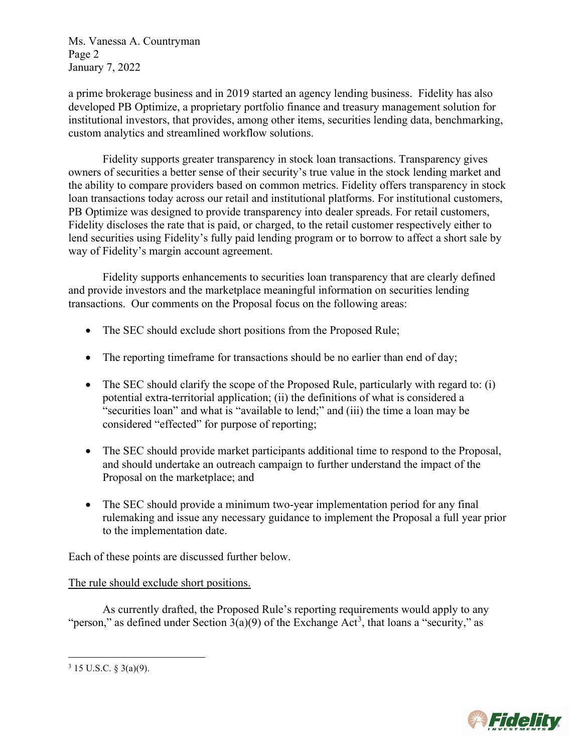a prime brokerage business and in 2019 started an agency lending business. Fidelity has also developed PB Optimize, a proprietary portfolio finance and treasury management solution for institutional investors, that provides, among other items, securities lending data, benchmarking, custom analytics and streamlined workflow solutions.

Fidelity supports greater transparency in stock loan transactions. Transparency gives owners of securities a better sense of their security's true value in the stock lending market and the ability to compare providers based on common metrics. Fidelity offers transparency in stock loan transactions today across our retail and institutional platforms. For institutional customers, PB Optimize was designed to provide transparency into dealer spreads. For retail customers, Fidelity discloses the rate that is paid, or charged, to the retail customer respectively either to lend securities using Fidelity's fully paid lending program or to borrow to affect a short sale by way of Fidelity's margin account agreement.

Fidelity supports enhancements to securities loan transparency that are clearly defined and provide investors and the marketplace meaningful information on securities lending transactions. Our comments on the Proposal focus on the following areas:

- The SEC should exclude short positions from the Proposed Rule;
- The reporting timeframe for transactions should be no earlier than end of day;
- The SEC should clarify the scope of the Proposed Rule, particularly with regard to: (i) potential extra-territorial application; (ii) the definitions of what is considered a "securities loan" and what is "available to lend;" and (iii) the time a loan may be considered "effected" for purpose of reporting;
- The SEC should provide market participants additional time to respond to the Proposal, and should undertake an outreach campaign to further understand the impact of the Proposal on the marketplace; and
- The SEC should provide a minimum two-year implementation period for any final rulemaking and issue any necessary guidance to implement the Proposal a full year prior to the implementation date.

Each of these points are discussed further below.

<u>The rule should exclude short positions.</u>

As currently drafted, the Proposed Rule's reporting requirements would apply to any "person," as defined under Section 3(a)(9) of the Exchange Act[3], that loans a "security," as

[3] 15 U.S.C. § 3(a)(9).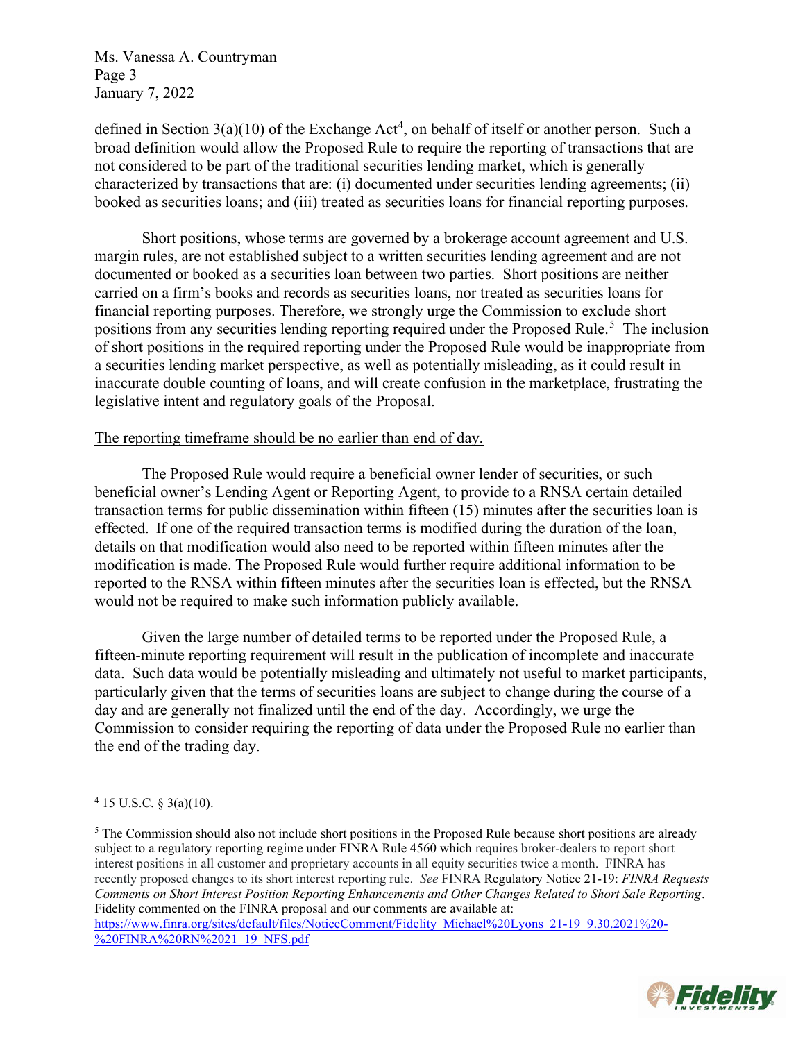defined in Section 3(a)(10) of the Exchange Act[4], on behalf of itself or another person. Such a broad definition would allow the Proposed Rule to require the reporting of transactions that are not considered to be part of the traditional securities lending market, which is generally characterized by transactions that are: (i) documented under securities lending agreements; (ii) booked as securities loans; and (iii) treated as securities loans for financial reporting purposes.

Short positions, whose terms are governed by a brokerage account agreement and U.S. margin rules, are not established subject to a written securities lending agreement and are not documented or booked as a securities loan between two parties. Short positions are neither carried on a firm's books and records as securities loans, nor treated as securities loans for financial reporting purposes. Therefore, we strongly urge the Commission to exclude short positions from any securities lending reporting required under the Proposed Rule.[5] The inclusion of short positions in the required reporting under the Proposed Rule would be inappropriate from a securities lending market perspective, as well as potentially misleading, as it could result in inaccurate double counting of loans, and will create confusion in the marketplace, frustrating the legislative intent and regulatory goals of the Proposal.

<u>The reporting timeframe should be no earlier than end of day.</u>

The Proposed Rule would require a beneficial owner lender of securities, or such beneficial owner's Lending Agent or Reporting Agent, to provide to a RNSA certain detailed transaction terms for public dissemination within fifteen (15) minutes after the securities loan is effected. If one of the required transaction terms is modified during the duration of the loan, details on that modification would also need to be reported within fifteen minutes after the modification is made. The Proposed Rule would further require additional information to be reported to the RNSA within fifteen minutes after the securities loan is effected, but the RNSA would not be required to make such information publicly available.

Given the large number of detailed terms to be reported under the Proposed Rule, a fifteen-minute reporting requirement will result in the publication of incomplete and inaccurate data. Such data would be potentially misleading and ultimately not useful to market participants, particularly given that the terms of securities loans are subject to change during the course of a day and are generally not finalized until the end of the day. Accordingly, we urge the Commission to consider requiring the reporting of data under the Proposed Rule no earlier than the end of the trading day.

---

[4] 15 U.S.C. § 3(a)(10).

[5] The Commission should also not include short positions in the Proposed Rule because short positions are already subject to a regulatory reporting regime under FINRA Rule 4560 which requires broker-dealers to report short interest positions in all customer and proprietary accounts in all equity securities twice a month. FINRA has recently proposed changes to its short interest reporting rule. *See* FINRA Regulatory Notice 21-19: *FINRA Requests Comments on Short Interest Position Reporting Enhancements and Other Changes Related to Short Sale Reporting*. Fidelity commented on the FINRA proposal and our comments are available at: https://www.finra.org/sites/default/files/NoticeComment/Fidelity_Michael%20Lyons_21-19_9.30.2021%20-%20FINRA%20RN%2021_19_NFS.pdf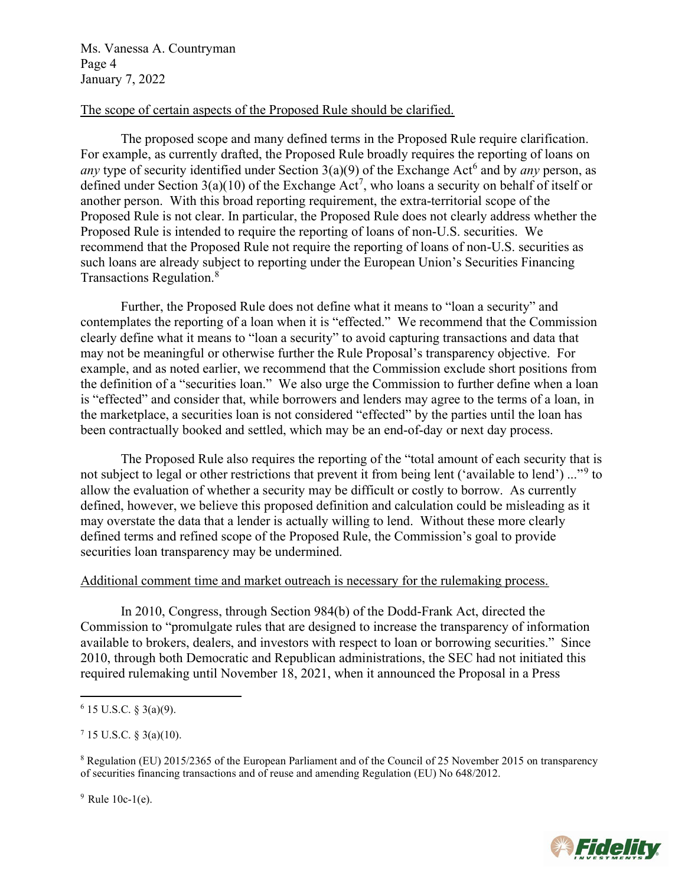The scope of certain aspects of the Proposed Rule should be clarified.

The proposed scope and many defined terms in the Proposed Rule require clarification. For example, as currently drafted, the Proposed Rule broadly requires the reporting of loans on *any* type of security identified under Section 3(a)(9) of the Exchange Act[6] and by *any* person, as defined under Section 3(a)(10) of the Exchange Act[7], who loans a security on behalf of itself or another person. With this broad reporting requirement, the extra-territorial scope of the Proposed Rule is not clear. In particular, the Proposed Rule does not clearly address whether the Proposed Rule is intended to require the reporting of loans of non-U.S. securities. We recommend that the Proposed Rule not require the reporting of loans of non-U.S. securities as such loans are already subject to reporting under the European Union's Securities Financing Transactions Regulation.[8]

Further, the Proposed Rule does not define what it means to "loan a security" and contemplates the reporting of a loan when it is "effected." We recommend that the Commission clearly define what it means to "loan a security" to avoid capturing transactions and data that may not be meaningful or otherwise further the Rule Proposal's transparency objective. For example, and as noted earlier, we recommend that the Commission exclude short positions from the definition of a "securities loan." We also urge the Commission to further define when a loan is "effected" and consider that, while borrowers and lenders may agree to the terms of a loan, in the marketplace, a securities loan is not considered "effected" by the parties until the loan has been contractually booked and settled, which may be an end-of-day or next day process.

The Proposed Rule also requires the reporting of the "total amount of each security that is not subject to legal or other restrictions that prevent it from being lent ('available to lend') ..."[9] to allow the evaluation of whether a security may be difficult or costly to borrow. As currently defined, however, we believe this proposed definition and calculation could be misleading as it may overstate the data that a lender is actually willing to lend. Without these more clearly defined terms and refined scope of the Proposed Rule, the Commission's goal to provide securities loan transparency may be undermined.

Additional comment time and market outreach is necessary for the rulemaking process.

In 2010, Congress, through Section 984(b) of the Dodd-Frank Act, directed the Commission to "promulgate rules that are designed to increase the transparency of information available to brokers, dealers, and investors with respect to loan or borrowing securities." Since 2010, through both Democratic and Republican administrations, the SEC had not initiated this required rulemaking until November 18, 2021, when it announced the Proposal in a Press

---

[6] 15 U.S.C. § 3(a)(9).

[7] 15 U.S.C. § 3(a)(10).

[8] Regulation (EU) 2015/2365 of the European Parliament and of the Council of 25 November 2015 on transparency of securities financing transactions and of reuse and amending Regulation (EU) No 648/2012.

[9] Rule 10c-1(e).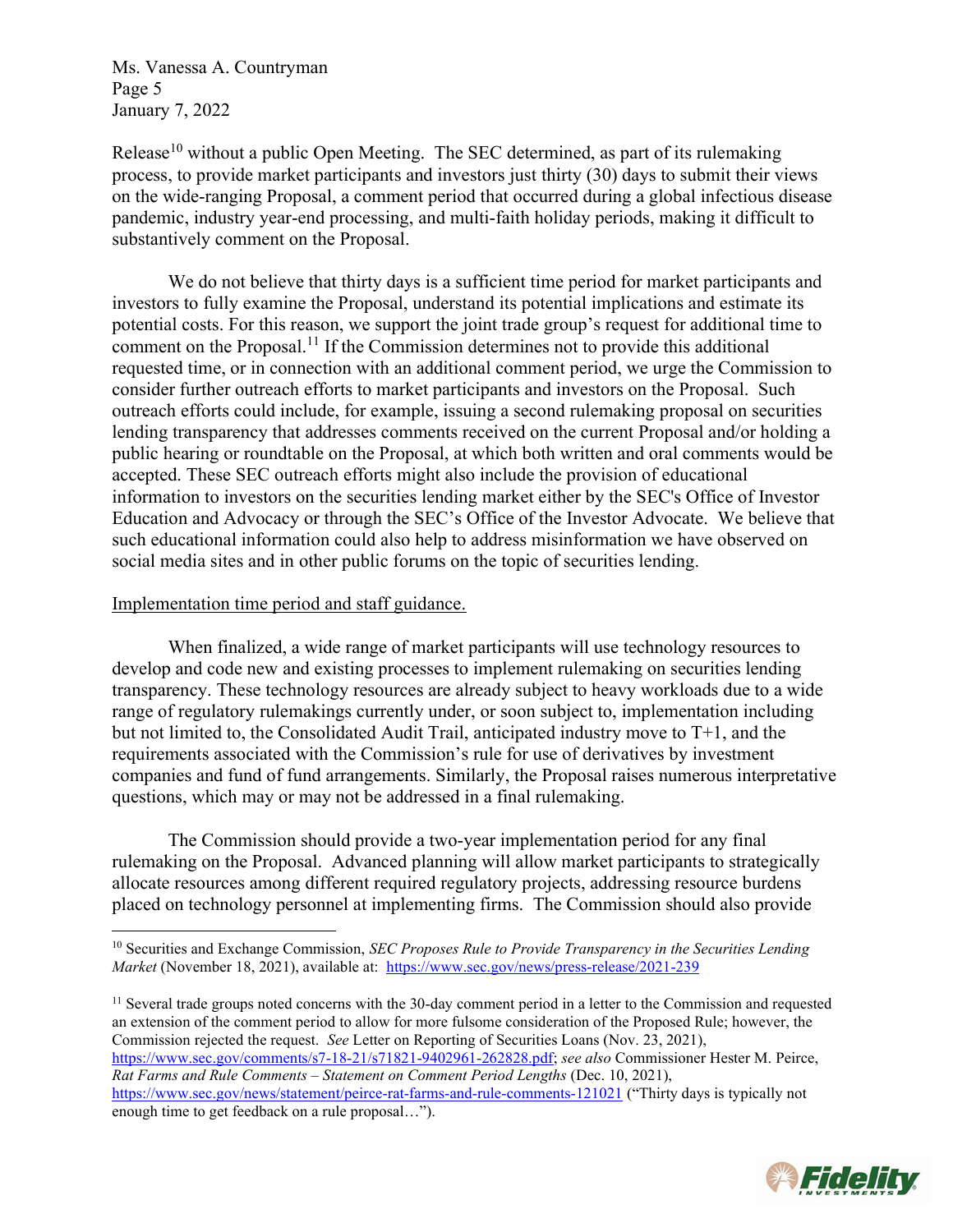Release[10] without a public Open Meeting. The SEC determined, as part of its rulemaking process, to provide market participants and investors just thirty (30) days to submit their views on the wide-ranging Proposal, a comment period that occurred during a global infectious disease pandemic, industry year-end processing, and multi-faith holiday periods, making it difficult to substantively comment on the Proposal.

We do not believe that thirty days is a sufficient time period for market participants and investors to fully examine the Proposal, understand its potential implications and estimate its potential costs. For this reason, we support the joint trade group's request for additional time to comment on the Proposal.[11] If the Commission determines not to provide this additional requested time, or in connection with an additional comment period, we urge the Commission to consider further outreach efforts to market participants and investors on the Proposal. Such outreach efforts could include, for example, issuing a second rulemaking proposal on securities lending transparency that addresses comments received on the current Proposal and/or holding a public hearing or roundtable on the Proposal, at which both written and oral comments would be accepted. These SEC outreach efforts might also include the provision of educational information to investors on the securities lending market either by the SEC's Office of Investor Education and Advocacy or through the SEC's Office of the Investor Advocate. We believe that such educational information could also help to address misinformation we have observed on social media sites and in other public forums on the topic of securities lending.

Implementation time period and staff guidance.

When finalized, a wide range of market participants will use technology resources to develop and code new and existing processes to implement rulemaking on securities lending transparency. These technology resources are already subject to heavy workloads due to a wide range of regulatory rulemakings currently under, or soon subject to, implementation including but not limited to, the Consolidated Audit Trail, anticipated industry move to T+1, and the requirements associated with the Commission's rule for use of derivatives by investment companies and fund of fund arrangements. Similarly, the Proposal raises numerous interpretative questions, which may or may not be addressed in a final rulemaking.

The Commission should provide a two-year implementation period for any final rulemaking on the Proposal. Advanced planning will allow market participants to strategically allocate resources among different required regulatory projects, addressing resource burdens placed on technology personnel at implementing firms. The Commission should also provide

---

[10] Securities and Exchange Commission, *SEC Proposes Rule to Provide Transparency in the Securities Lending Market* (November 18, 2021), available at: https://www.sec.gov/news/press-release/2021-239

[11] Several trade groups noted concerns with the 30-day comment period in a letter to the Commission and requested an extension of the comment period to allow for more fulsome consideration of the Proposed Rule; however, the Commission rejected the request. *See* Letter on Reporting of Securities Loans (Nov. 23, 2021), https://www.sec.gov/comments/s7-18-21/s71821-9402961-262828.pdf; *see also* Commissioner Hester M. Peirce, *Rat Farms and Rule Comments – Statement on Comment Period Lengths* (Dec. 10, 2021), https://www.sec.gov/news/statement/peirce-rat-farms-and-rule-comments-121021 ("Thirty days is typically not enough time to get feedback on a rule proposal…").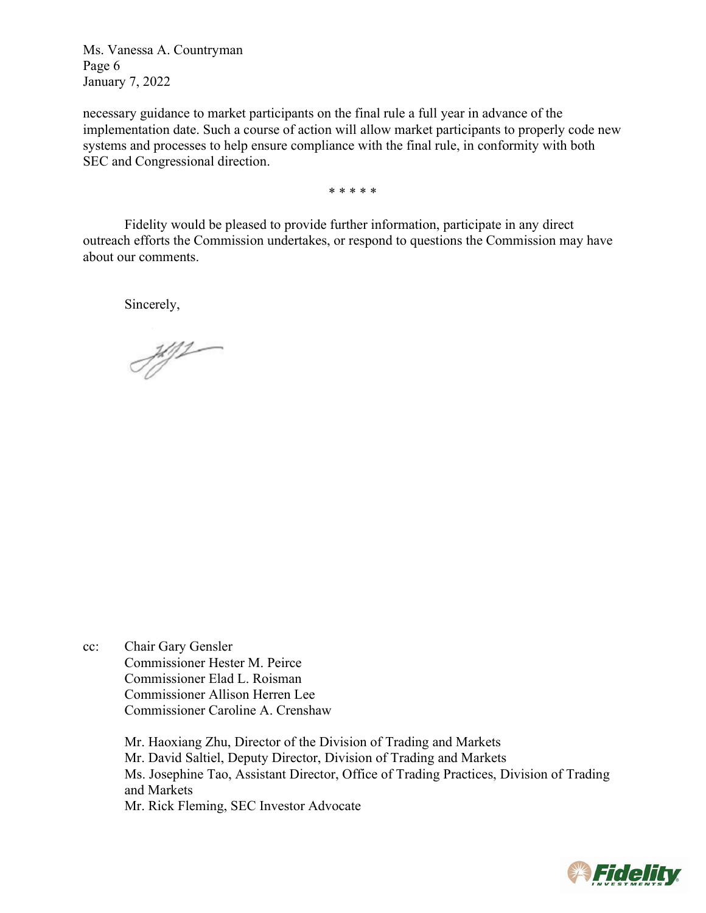necessary guidance to market participants on the final rule a full year in advance of the implementation date. Such a course of action will allow market participants to properly code new systems and processes to help ensure compliance with the final rule, in conformity with both SEC and Congressional direction.

\* \* \* \* \*

Fidelity would be pleased to provide further information, participate in any direct outreach efforts the Commission undertakes, or respond to questions the Commission may have about our comments.

Sincerely,

cc: Chair Gary Gensler
Commissioner Hester M. Peirce
Commissioner Elad L. Roisman
Commissioner Allison Herren Lee
Commissioner Caroline A. Crenshaw

Mr. Haoxiang Zhu, Director of the Division of Trading and Markets
Mr. David Saltiel, Deputy Director, Division of Trading and Markets
Ms. Josephine Tao, Assistant Director, Office of Trading Practices, Division of Trading and Markets
Mr. Rick Fleming, SEC Investor Advocate